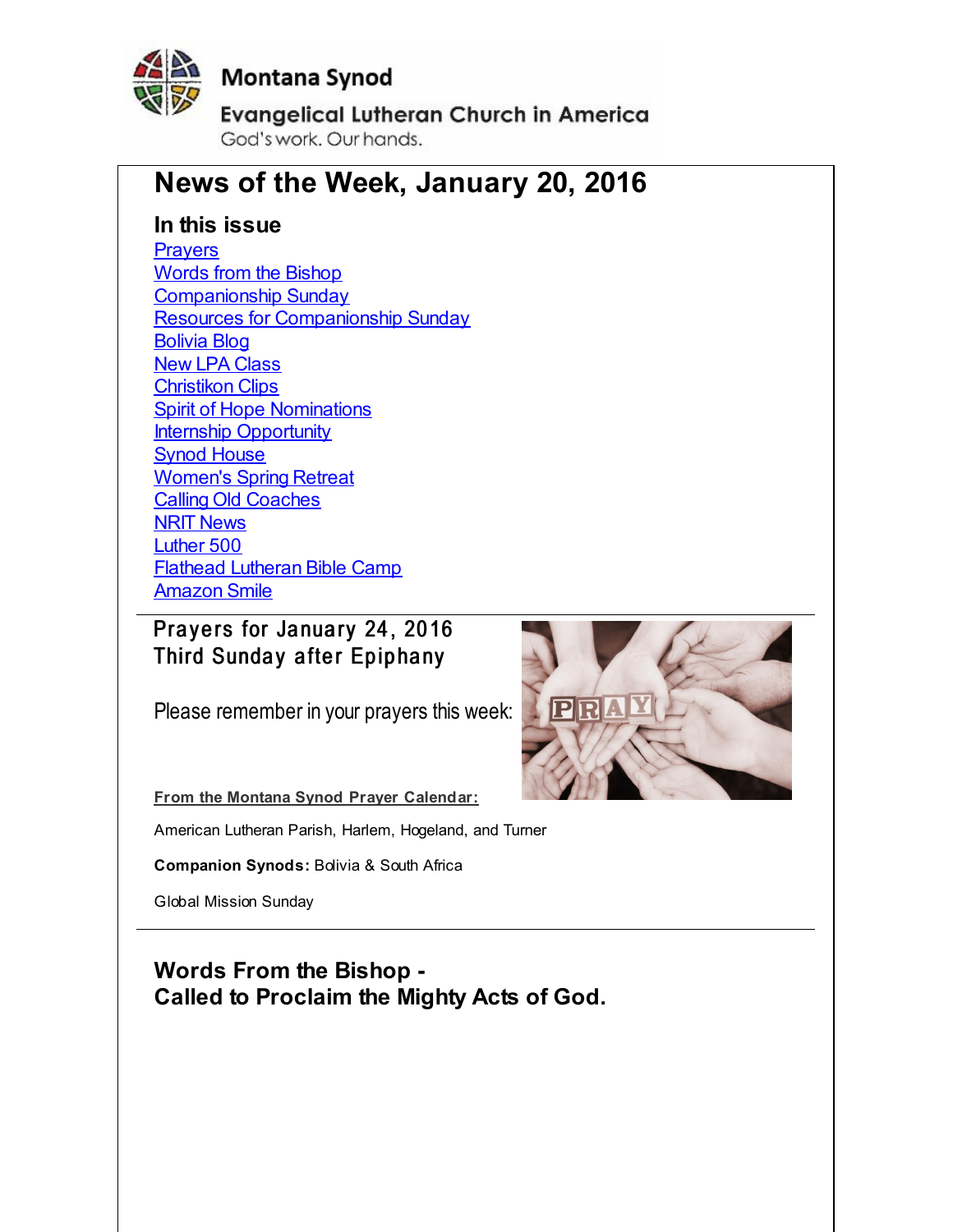Montana Synod

Evangelical Lutheran Church in America

God's work. Our hands.

# News of the Week, January 20, 2016

## In this issue

- Prayers
- Words from the Bishop
- Companionship Sunday
- Resources for Companionship Sunday
- Bolivia Blog
- New LPA Class
- Christikon Clips
- Spirit of Hope Nominations
- Internship Opportunity
- Synod House
- Women's Spring Retreat
- Calling Old Coaches
- NRIT News
- Luther 500
- Flathead Lutheran Bible Camp
- Amazon Smile

---

## Prayers for January 24, 2016
## Third Sunday after Epiphany

Please remember in your prayers this week:

**From the Montana Synod Prayer Calendar:**

American Lutheran Parish, Harlem, Hogeland, and Turner

**Companion Synods:** Bolivia & South Africa

Global Mission Sunday

---

## Words From the Bishop -
## Called to Proclaim the Mighty Acts of God.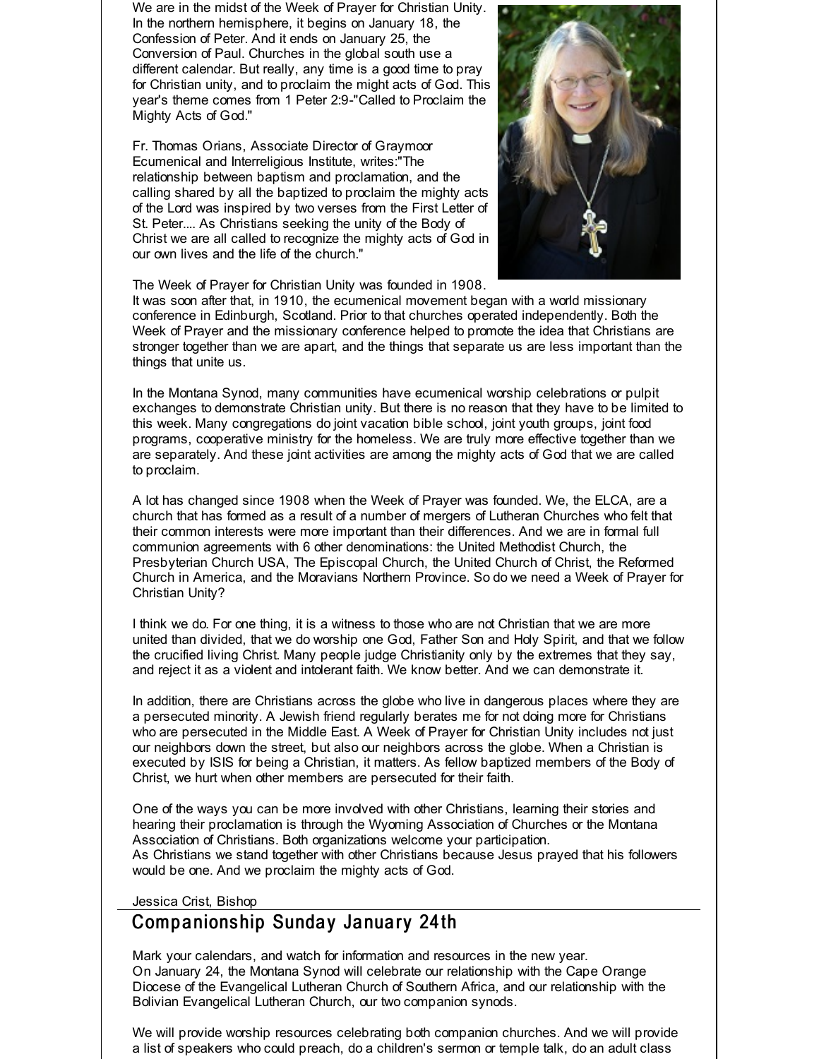We are in the midst of the Week of Prayer for Christian Unity. In the northern hemisphere, it begins on January 18, the Confession of Peter. And it ends on January 25, the Conversion of Paul. Churches in the global south use a different calendar. But really, any time is a good time to pray for Christian unity, and to proclaim the might acts of God. This year's theme comes from 1 Peter 2:9-"Called to Proclaim the Mighty Acts of God."

Fr. Thomas Orians, Associate Director of Graymoor Ecumenical and Interreligious Institute, writes:"The relationship between baptism and proclamation, and the calling shared by all the baptized to proclaim the mighty acts of the Lord was inspired by two verses from the First Letter of St. Peter.... As Christians seeking the unity of the Body of Christ we are all called to recognize the mighty acts of God in our own lives and the life of the church."

The Week of Prayer for Christian Unity was founded in 1908. It was soon after that, in 1910, the ecumenical movement began with a world missionary conference in Edinburgh, Scotland. Prior to that churches operated independently. Both the Week of Prayer and the missionary conference helped to promote the idea that Christians are stronger together than we are apart, and the things that separate us are less important than the things that unite us.

In the Montana Synod, many communities have ecumenical worship celebrations or pulpit exchanges to demonstrate Christian unity. But there is no reason that they have to be limited to this week. Many congregations do joint vacation bible school, joint youth groups, joint food programs, cooperative ministry for the homeless. We are truly more effective together than we are separately. And these joint activities are among the mighty acts of God that we are called to proclaim.

A lot has changed since 1908 when the Week of Prayer was founded. We, the ELCA, are a church that has formed as a result of a number of mergers of Lutheran Churches who felt that their common interests were more important than their differences. And we are in formal full communion agreements with 6 other denominations: the United Methodist Church, the Presbyterian Church USA, The Episcopal Church, the United Church of Christ, the Reformed Church in America, and the Moravians Northern Province. So do we need a Week of Prayer for Christian Unity?

I think we do. For one thing, it is a witness to those who are not Christian that we are more united than divided, that we do worship one God, Father Son and Holy Spirit, and that we follow the crucified living Christ. Many people judge Christianity only by the extremes that they say, and reject it as a violent and intolerant faith. We know better. And we can demonstrate it.

In addition, there are Christians across the globe who live in dangerous places where they are a persecuted minority. A Jewish friend regularly berates me for not doing more for Christians who are persecuted in the Middle East. A Week of Prayer for Christian Unity includes not just our neighbors down the street, but also our neighbors across the globe. When a Christian is executed by ISIS for being a Christian, it matters. As fellow baptized members of the Body of Christ, we hurt when other members are persecuted for their faith.

One of the ways you can be more involved with other Christians, learning their stories and hearing their proclamation is through the Wyoming Association of Churches or the Montana Association of Christians. Both organizations welcome your participation.
As Christians we stand together with other Christians because Jesus prayed that his followers would be one. And we proclaim the mighty acts of God.

Jessica Crist, Bishop

## Companionship Sunday January 24th

Mark your calendars, and watch for information and resources in the new year.
On January 24, the Montana Synod will celebrate our relationship with the Cape Orange Diocese of the Evangelical Lutheran Church of Southern Africa, and our relationship with the Bolivian Evangelical Lutheran Church, our two companion synods.

We will provide worship resources celebrating both companion churches. And we will provide a list of speakers who could preach, do a children's sermon or temple talk, do an adult class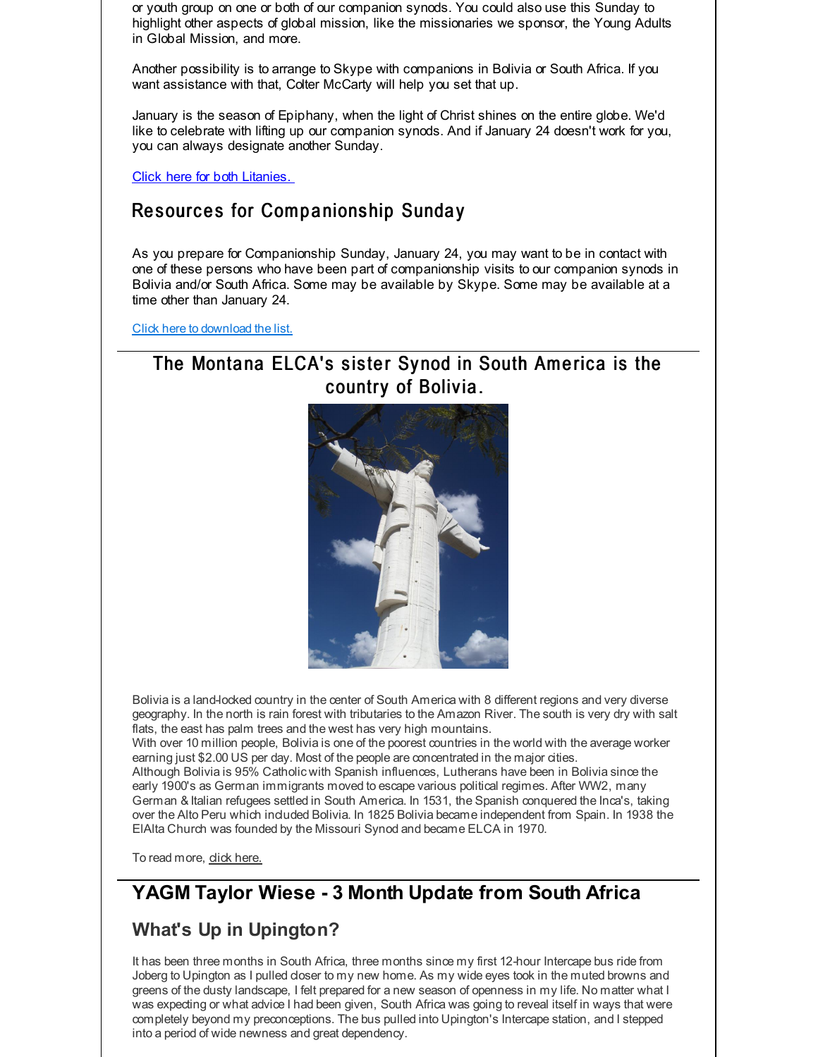or youth group on one or both of our companion synods. You could also use this Sunday to highlight other aspects of global mission, like the missionaries we sponsor, the Young Adults in Global Mission, and more.

Another possibility is to arrange to Skype with companions in Bolivia or South Africa. If you want assistance with that, Colter McCarty will help you set that up.

January is the season of Epiphany, when the light of Christ shines on the entire globe. We'd like to celebrate with lifting up our companion synods. And if January 24 doesn't work for you, you can always designate another Sunday.

Click here for both Litanies.

## Resources for Companionship Sunday

As you prepare for Companionship Sunday, January 24, you may want to be in contact with one of these persons who have been part of companionship visits to our companion synods in Bolivia and/or South Africa. Some may be available by Skype. Some may be available at a time other than January 24.

Click here to download the list.

## The Montana ELCA's sister Synod in South America is the country of Bolivia.

Bolivia is a land-locked country in the center of South America with 8 different regions and very diverse geography. In the north is rain forest with tributaries to the Amazon River. The south is very dry with salt flats, the east has palm trees and the west has very high mountains.
With over 10 million people, Bolivia is one of the poorest countries in the world with the average worker earning just $2.00 US per day. Most of the people are concentrated in the major cities.
Although Bolivia is 95% Catholic with Spanish influences, Lutherans have been in Bolivia since the early 1900's as German immigrants moved to escape various political regimes. After WW2, many German & Italian refugees settled in South America. In 1531, the Spanish conquered the Inca's, taking over the Alto Peru which included Bolivia. In 1825 Bolivia became independent from Spain. In 1938 the ElAlta Church was founded by the Missouri Synod and became ELCA in 1970.

To read more, click here.

## YAGM Taylor Wiese - 3 Month Update from South Africa

### What's Up in Upington?

It has been three months in South Africa, three months since my first 12-hour Intercape bus ride from Joberg to Upington as I pulled closer to my new home. As my wide eyes took in the muted browns and greens of the dusty landscape, I felt prepared for a new season of openness in my life. No matter what I was expecting or what advice I had been given, South Africa was going to reveal itself in ways that were completely beyond my preconceptions. The bus pulled into Upington's Intercape station, and I stepped into a period of wide newness and great dependency.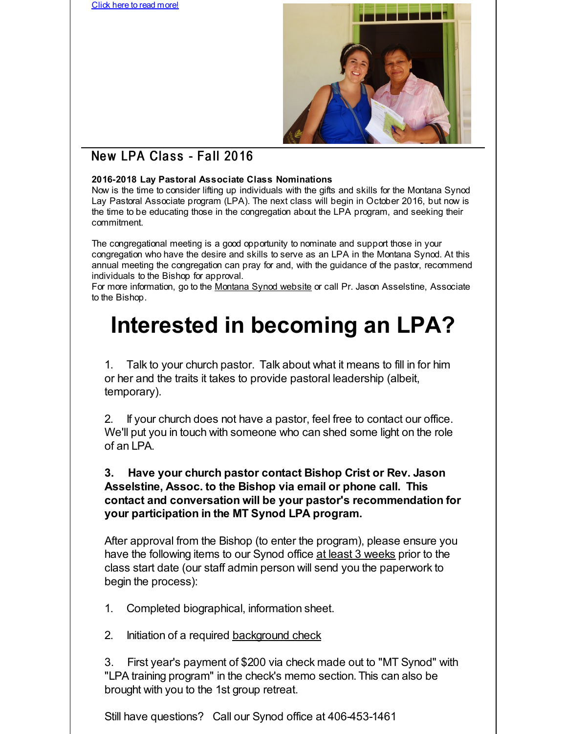[Click here to read more!](#)

## New LPA Class - Fall 2016

**2016-2018 Lay Pastoral Associate Class Nominations**
Now is the time to consider lifting up individuals with the gifts and skills for the Montana Synod Lay Pastoral Associate program (LPA). The next class will begin in October 2016, but now is the time to be educating those in the congregation about the LPA program, and seeking their commitment.

The congregational meeting is a good opportunity to nominate and support those in your congregation who have the desire and skills to serve as an LPA in the Montana Synod. At this annual meeting the congregation can pray for and, with the guidance of the pastor, recommend individuals to the Bishop for approval.
For more information, go to the Montana Synod website or call Pr. Jason Asselstine, Associate to the Bishop.

# Interested in becoming an LPA?

1. Talk to your church pastor. Talk about what it means to fill in for him or her and the traits it takes to provide pastoral leadership (albeit, temporary).

2. If your church does not have a pastor, feel free to contact our office. We'll put you in touch with someone who can shed some light on the role of an LPA.

**3. Have your church pastor contact Bishop Crist or Rev. Jason Asselstine, Assoc. to the Bishop via email or phone call. This contact and conversation will be your pastor's recommendation for your participation in the MT Synod LPA program.**

After approval from the Bishop (to enter the program), please ensure you have the following items to our Synod office at least 3 weeks prior to the class start date (our staff admin person will send you the paperwork to begin the process):

1. Completed biographical, information sheet.

2. Initiation of a required background check

3. First year's payment of $200 via check made out to "MT Synod" with "LPA training program" in the check's memo section. This can also be brought with you to the 1st group retreat.

Still have questions? Call our Synod office at 406-453-1461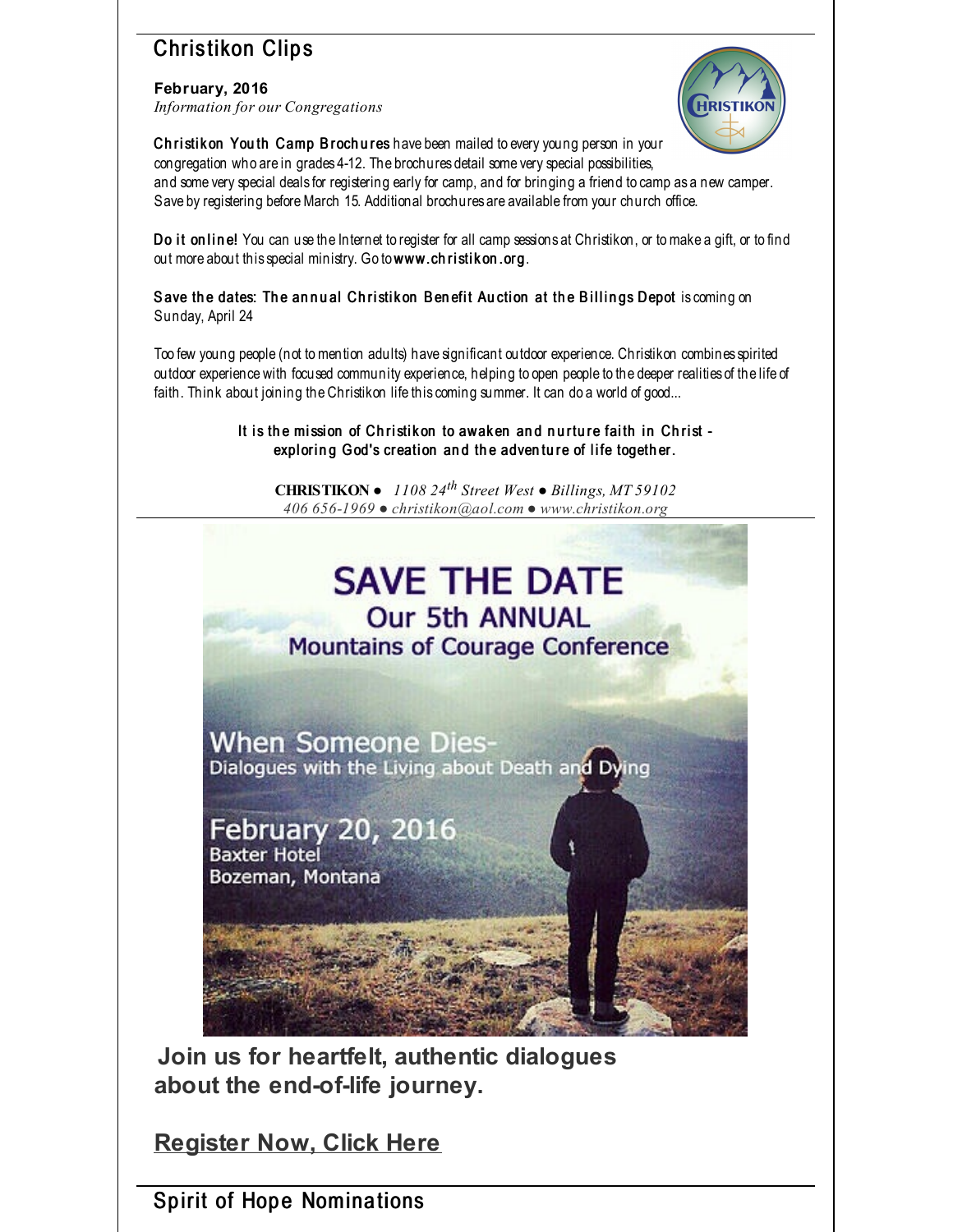## Christikon Clips

**February, 2016**
*Information for our Congregations*

**Christikon Youth Camp Brochures** have been mailed to every young person in your congregation who are in grades 4-12. The brochures detail some very special possibilities, and some very special deals for registering early for camp, and for bringing a friend to camp as a new camper. Save by registering before March 15. Additional brochures are available from your church office.

**Do it online!** You can use the Internet to register for all camp sessions at Christikon, or to make a gift, or to find out more about this special ministry. Go to **www.christikon.org**.

**Save the dates: The annual Christikon Benefit Auction at the Billings Depot** is coming on Sunday, April 24

Too few young people (not to mention adults) have significant outdoor experience. Christikon combines spirited outdoor experience with focused community experience, helping to open people to the deeper realities of the life of faith. Think about joining the Christikon life this coming summer. It can do a world of good...

**It is the mission of Christikon to awaken and nurture faith in Christ - exploring God's creation and the adventure of life together.**

**CHRISTIKON** ● *1108 24th Street West ● Billings, MT 59102*
*406 656-1969 ● christikon@aol.com ● www.christikon.org*

SAVE THE DATE
Our 5th ANNUAL
Mountains of Courage Conference

When Someone Dies-
Dialogues with the Living about Death and Dying

February 20, 2016
Baxter Hotel
Bozeman, Montana

**Join us for heartfelt, authentic dialogues about the end-of-life journey.**

**Register Now, Click Here**

## Spirit of Hope Nominations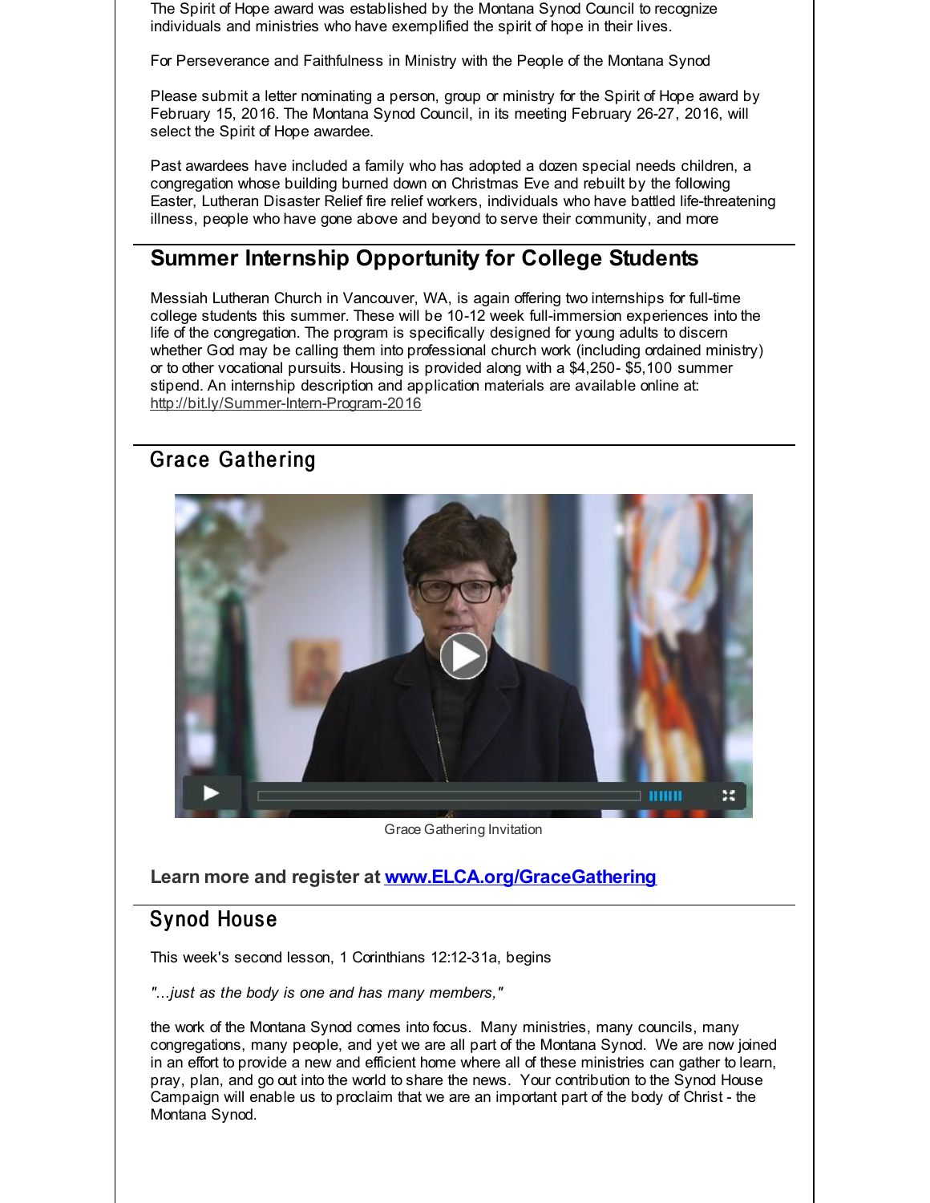The Spirit of Hope award was established by the Montana Synod Council to recognize individuals and ministries who have exemplified the spirit of hope in their lives.

For Perseverance and Faithfulness in Ministry with the People of the Montana Synod

Please submit a letter nominating a person, group or ministry for the Spirit of Hope award by February 15, 2016. The Montana Synod Council, in its meeting February 26-27, 2016, will select the Spirit of Hope awardee.

Past awardees have included a family who has adopted a dozen special needs children, a congregation whose building burned down on Christmas Eve and rebuilt by the following Easter, Lutheran Disaster Relief fire relief workers, individuals who have battled life-threatening illness, people who have gone above and beyond to serve their community, and more

## Summer Internship Opportunity for College Students

Messiah Lutheran Church in Vancouver, WA, is again offering two internships for full-time college students this summer. These will be 10-12 week full-immersion experiences into the life of the congregation. The program is specifically designed for young adults to discern whether God may be calling them into professional church work (including ordained ministry) or to other vocational pursuits. Housing is provided along with a $4,250- $5,100 summer stipend. An internship description and application materials are available online at: http://bit.ly/Summer-Intern-Program-2016

## Grace Gathering

Grace Gathering Invitation

**Learn more and register at www.ELCA.org/GraceGathering**

## Synod House

This week's second lesson, 1 Corinthians 12:12-31a, begins

*"...just as the body is one and has many members,"*

the work of the Montana Synod comes into focus. Many ministries, many councils, many congregations, many people, and yet we are all part of the Montana Synod. We are now joined in an effort to provide a new and efficient home where all of these ministries can gather to learn, pray, plan, and go out into the world to share the news. Your contribution to the Synod House Campaign will enable us to proclaim that we are an important part of the body of Christ - the Montana Synod.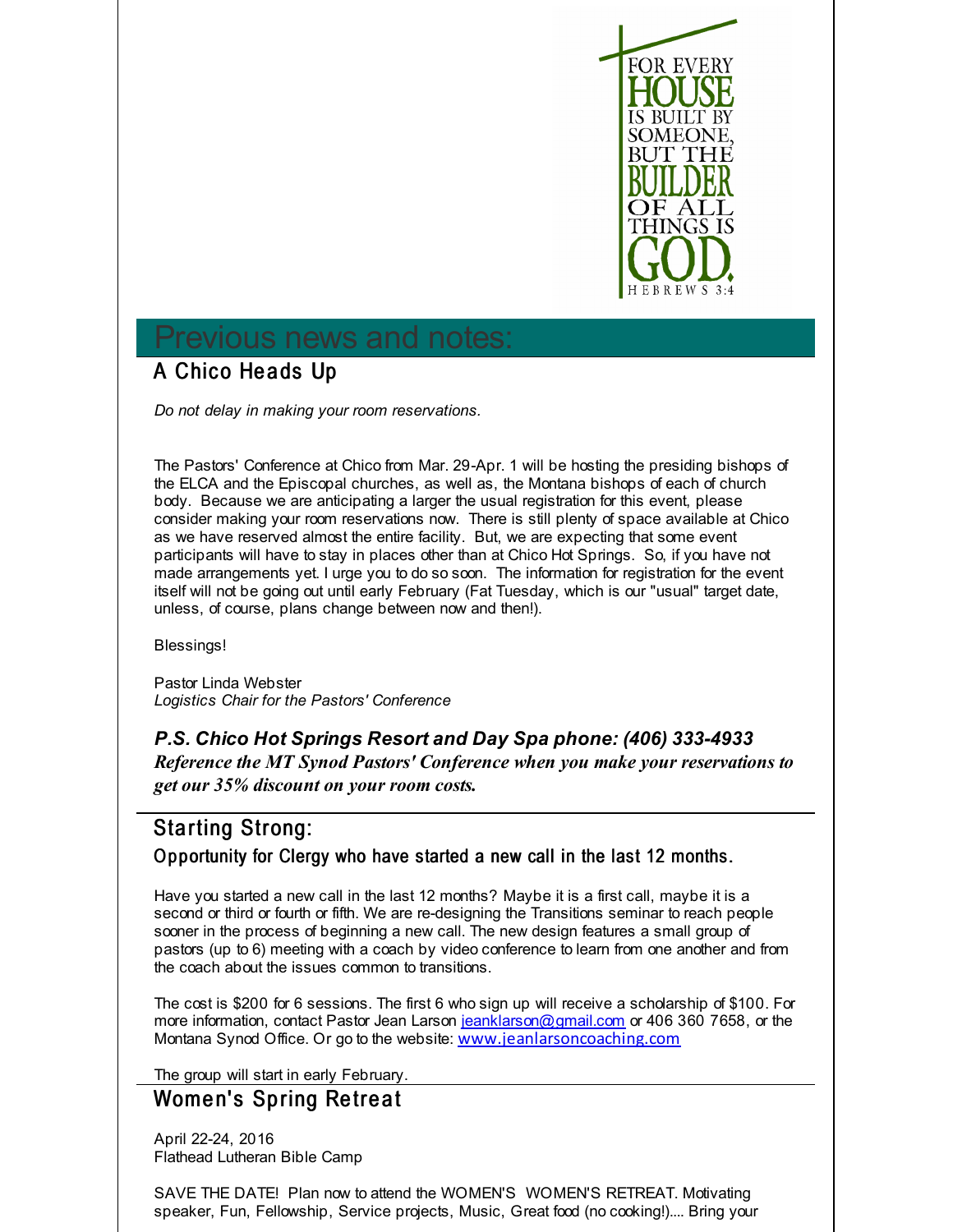FOR EVERY HOUSE IS BUILT BY SOMEONE, BUT THE BUILDER OF ALL THINGS IS GOD.
HEBREWS 3:4

# Previous news and notes:

## A Chico Heads Up

*Do not delay in making your room reservations.*

The Pastors' Conference at Chico from Mar. 29-Apr. 1 will be hosting the presiding bishops of the ELCA and the Episcopal churches, as well as, the Montana bishops of each of church body. Because we are anticipating a larger the usual registration for this event, please consider making your room reservations now. There is still plenty of space available at Chico as we have reserved almost the entire facility. But, we are expecting that some event participants will have to stay in places other than at Chico Hot Springs. So, if you have not made arrangements yet. I urge you to do so soon. The information for registration for the event itself will not be going out until early February (Fat Tuesday, which is our "usual" target date, unless, of course, plans change between now and then!).

Blessings!

Pastor Linda Webster
*Logistics Chair for the Pastors' Conference*

***P.S. Chico Hot Springs Resort and Day Spa phone: (406) 333-4933***
***Reference the MT Synod Pastors' Conference when you make your reservations to get our 35% discount on your room costs.***

## Starting Strong:

### Opportunity for Clergy who have started a new call in the last 12 months.

Have you started a new call in the last 12 months? Maybe it is a first call, maybe it is a second or third or fourth or fifth. We are re-designing the Transitions seminar to reach people sooner in the process of beginning a new call. The new design features a small group of pastors (up to 6) meeting with a coach by video conference to learn from one another and from the coach about the issues common to transitions.

The cost is $200 for 6 sessions. The first 6 who sign up will receive a scholarship of $100. For more information, contact Pastor Jean Larson jeanklarson@gmail.com or 406 360 7658, or the Montana Synod Office. Or go to the website: www.jeanlarsoncoaching.com

The group will start in early February.

## Women's Spring Retreat

April 22-24, 2016
Flathead Lutheran Bible Camp

SAVE THE DATE! Plan now to attend the WOMEN'S WOMEN'S RETREAT. Motivating speaker, Fun, Fellowship, Service projects, Music, Great food (no cooking!).... Bring your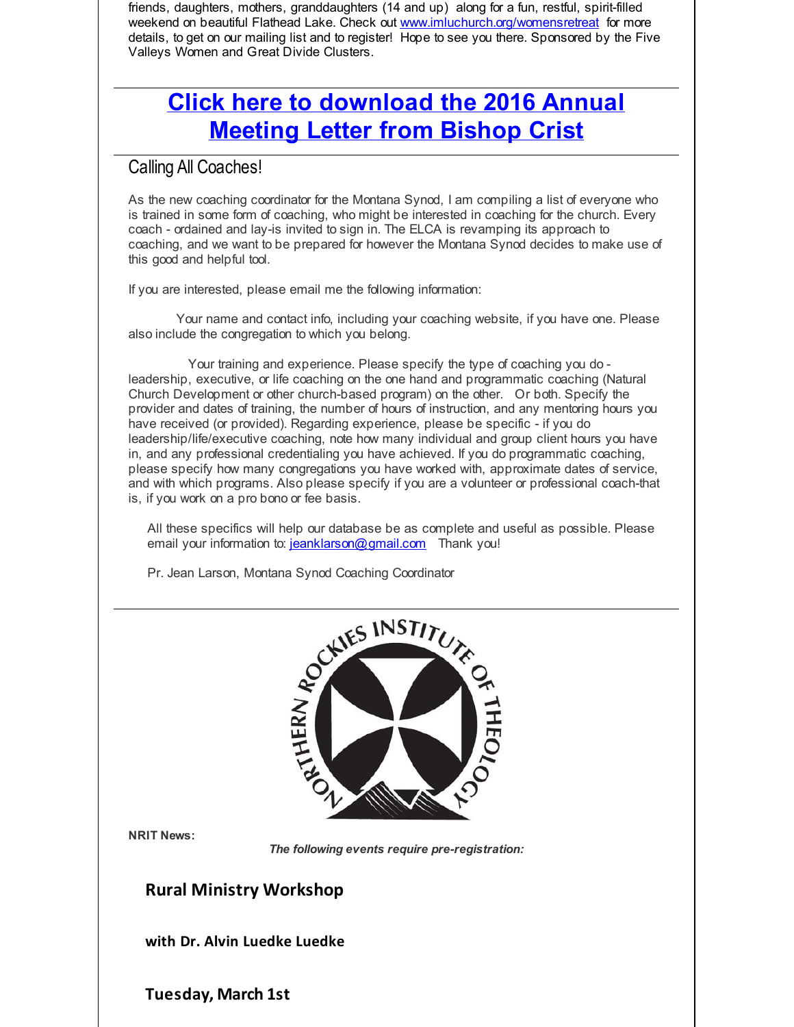friends, daughters, mothers, granddaughters (14 and up) along for a fun, restful, spirit-filled weekend on beautiful Flathead Lake. Check out www.imluchurch.org/womensretreat for more details, to get on our mailing list and to register! Hope to see you there. Sponsored by the Five Valleys Women and Great Divide Clusters.

## Click here to download the 2016 Annual Meeting Letter from Bishop Crist

### Calling All Coaches!

As the new coaching coordinator for the Montana Synod, I am compiling a list of everyone who is trained in some form of coaching, who might be interested in coaching for the church. Every coach - ordained and lay-is invited to sign in. The ELCA is revamping its approach to coaching, and we want to be prepared for however the Montana Synod decides to make use of this good and helpful tool.

If you are interested, please email me the following information:

Your name and contact info, including your coaching website, if you have one. Please also include the congregation to which you belong.

Your training and experience. Please specify the type of coaching you do - leadership, executive, or life coaching on the one hand and programmatic coaching (Natural Church Development or other church-based program) on the other. Or both. Specify the provider and dates of training, the number of hours of instruction, and any mentoring hours you have received (or provided). Regarding experience, please be specific - if you do leadership/life/executive coaching, note how many individual and group client hours you have in, and any professional credentialing you have achieved. If you do programmatic coaching, please specify how many congregations you have worked with, approximate dates of service, and with which programs. Also please specify if you are a volunteer or professional coach-that is, if you work on a pro bono or fee basis.

All these specifics will help our database be as complete and useful as possible. Please email your information to: jeanklarson@gmail.com Thank you!

Pr. Jean Larson, Montana Synod Coaching Coordinator

**NRIT News:**

***The following events require pre-registration:***

## Rural Ministry Workshop

**with Dr. Alvin Luedke Luedke**

## Tuesday, March 1st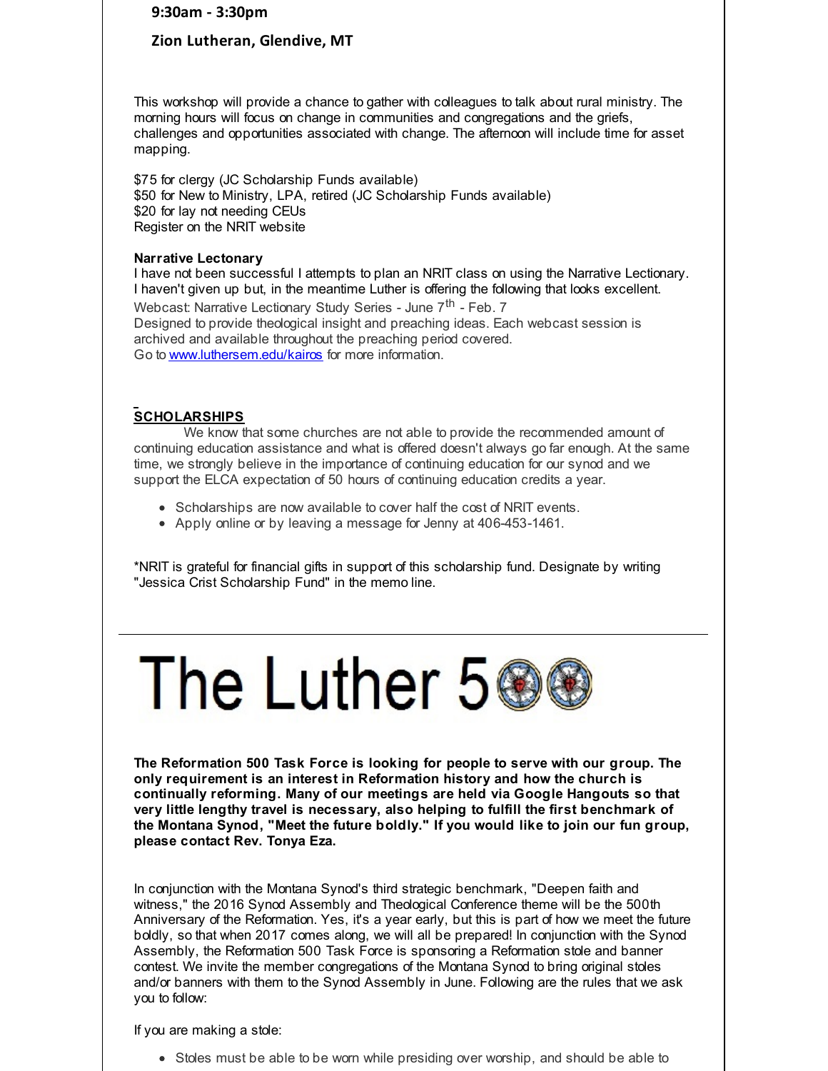**9:30am - 3:30pm**

**Zion Lutheran, Glendive, MT**

This workshop will provide a chance to gather with colleagues to talk about rural ministry. The morning hours will focus on change in communities and congregations and the griefs, challenges and opportunities associated with change. The afternoon will include time for asset mapping.

$75 for clergy (JC Scholarship Funds available)
$50 for New to Ministry, LPA, retired (JC Scholarship Funds available)
$20 for lay not needing CEUs
Register on the NRIT website

**Narrative Lectonary**
I have not been successful I attempts to plan an NRIT class on using the Narrative Lectionary. I haven't given up but, in the meantime Luther is offering the following that looks excellent.
Webcast: Narrative Lectionary Study Series - June 7th - Feb. 7
Designed to provide theological insight and preaching ideas. Each webcast session is archived and available throughout the preaching period covered.
Go to www.luthersem.edu/kairos for more information.

**SCHOLARSHIPS**

We know that some churches are not able to provide the recommended amount of continuing education assistance and what is offered doesn't always go far enough. At the same time, we strongly believe in the importance of continuing education for our synod and we support the ELCA expectation of 50 hours of continuing education credits a year.

- Scholarships are now available to cover half the cost of NRIT events.
- Apply online or by leaving a message for Jenny at 406-453-1461.

*NRIT is grateful for financial gifts in support of this scholarship fund. Designate by writing "Jessica Crist Scholarship Fund" in the memo line.

---

# The Luther 500

**The Reformation 500 Task Force is looking for people to serve with our group. The only requirement is an interest in Reformation history and how the church is continually reforming. Many of our meetings are held via Google Hangouts so that very little lengthy travel is necessary, also helping to fulfill the first benchmark of the Montana Synod, "Meet the future boldly." If you would like to join our fun group, please contact Rev. Tonya Eza.**

In conjunction with the Montana Synod's third strategic benchmark, "Deepen faith and witness," the 2016 Synod Assembly and Theological Conference theme will be the 500th Anniversary of the Reformation. Yes, it's a year early, but this is part of how we meet the future boldly, so that when 2017 comes along, we will all be prepared! In conjunction with the Synod Assembly, the Reformation 500 Task Force is sponsoring a Reformation stole and banner contest. We invite the member congregations of the Montana Synod to bring original stoles and/or banners with them to the Synod Assembly in June. Following are the rules that we ask you to follow:

If you are making a stole:

- Stoles must be able to be worn while presiding over worship, and should be able to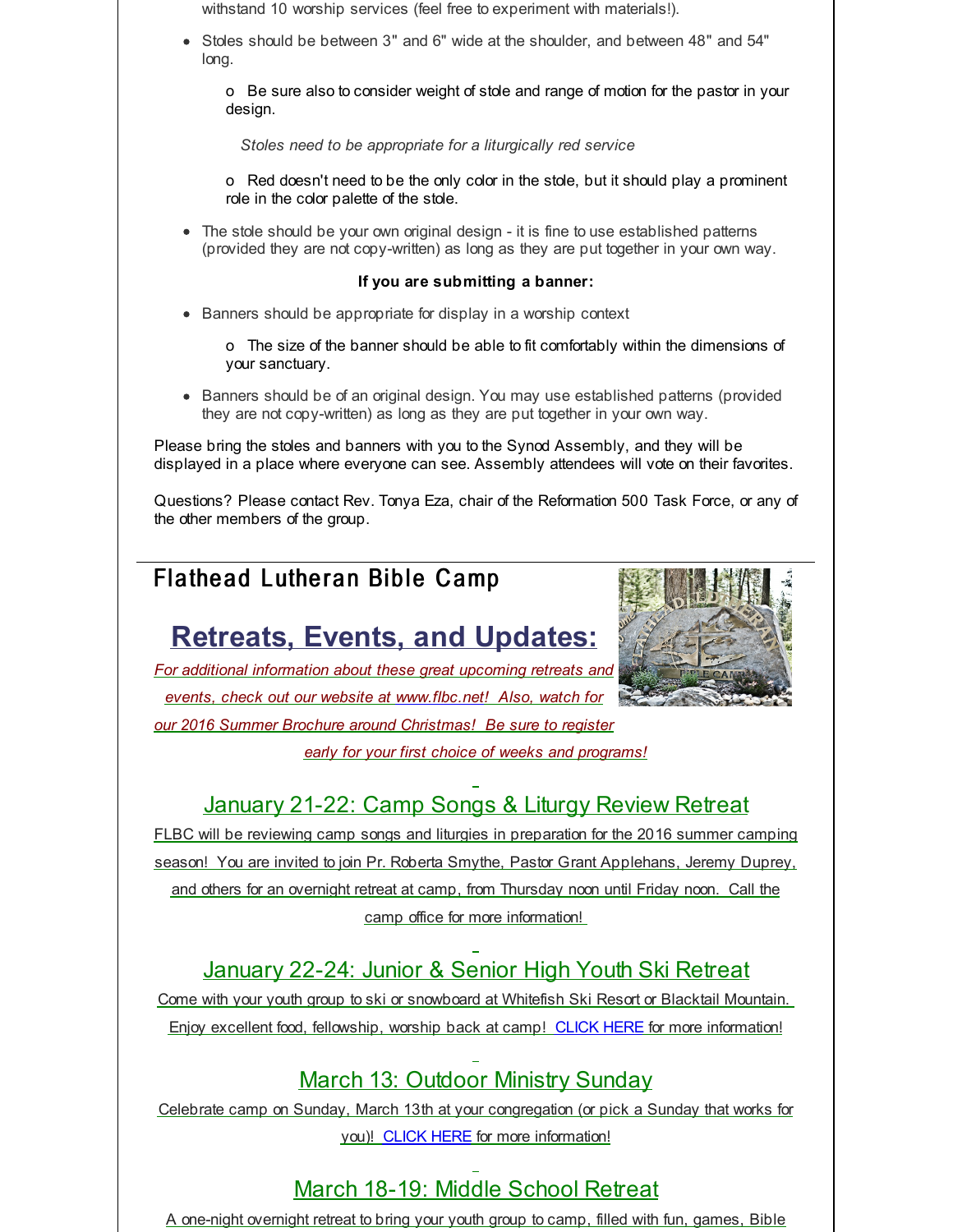withstand 10 worship services (feel free to experiment with materials!).

- Stoles should be between 3" and 6" wide at the shoulder, and between 48" and 54" long.

    o Be sure also to consider weight of stole and range of motion for the pastor in your design.

    *Stoles need to be appropriate for a liturgically red service*

    o Red doesn't need to be the only color in the stole, but it should play a prominent role in the color palette of the stole.

- The stole should be your own original design - it is fine to use established patterns (provided they are not copy-written) as long as they are put together in your own way.

**If you are submitting a banner:**

- Banners should be appropriate for display in a worship context

    o The size of the banner should be able to fit comfortably within the dimensions of your sanctuary.

- Banners should be of an original design. You may use established patterns (provided they are not copy-written) as long as they are put together in your own way.

Please bring the stoles and banners with you to the Synod Assembly, and they will be displayed in a place where everyone can see. Assembly attendees will vote on their favorites.

Questions? Please contact Rev. Tonya Eza, chair of the Reformation 500 Task Force, or any of the other members of the group.

---

## Flathead Lutheran Bible Camp

## Retreats, Events, and Updates:

*For additional information about these great upcoming retreats and events, check out our website at www.flbc.net! Also, watch for our 2016 Summer Brochure around Christmas! Be sure to register early for your first choice of weeks and programs!*

### January 21-22: Camp Songs & Liturgy Review Retreat

FLBC will be reviewing camp songs and liturgies in preparation for the 2016 summer camping season! You are invited to join Pr. Roberta Smythe, Pastor Grant Applehans, Jeremy Duprey, and others for an overnight retreat at camp, from Thursday noon until Friday noon. Call the camp office for more information!

### January 22-24: Junior & Senior High Youth Ski Retreat

Come with your youth group to ski or snowboard at Whitefish Ski Resort or Blacktail Mountain. Enjoy excellent food, fellowship, worship back at camp! CLICK HERE for more information!

### March 13: Outdoor Ministry Sunday

Celebrate camp on Sunday, March 13th at your congregation (or pick a Sunday that works for you)! CLICK HERE for more information!

### March 18-19: Middle School Retreat

A one-night overnight retreat to bring your youth group to camp, filled with fun, games, Bible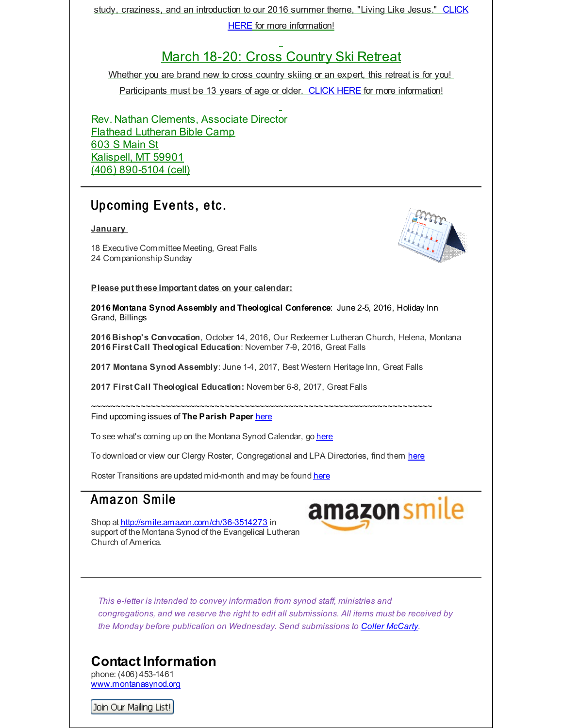study, craziness, and an introduction to our 2016 summer theme, "Living Like Jesus." CLICK HERE for more information!

## March 18-20: Cross Country Ski Retreat

Whether you are brand new to cross country skiing or an expert, this retreat is for you! Participants must be 13 years of age or older. CLICK HERE for more information!

Rev. Nathan Clements, Associate Director
Flathead Lutheran Bible Camp
603 S Main St
Kalispell, MT 59901
(406) 890-5104 (cell)

---

## Upcoming Events, etc.

**January**

18 Executive Committee Meeting, Great Falls
24 Companionship Sunday

**Please put these important dates on your calendar:**

**2016 Montana Synod Assembly and Theological Conference**: June 2-5, 2016, Holiday Inn Grand, Billings

**2016 Bishop's Convocation**, October 14, 2016, Our Redeemer Lutheran Church, Helena, Montana
**2016 First Call Theological Education**: November 7-9, 2016, Great Falls

**2017 Montana Synod Assembly**: June 1-4, 2017, Best Western Heritage Inn, Great Falls

**2017 First Call Theological Education:** November 6-8, 2017, Great Falls

~~~~~~~~~~~~~~~~~~~~~~~~~~~~~~~~~~~~~~~~~~~~~~~~~~~~~~~~~~~~~~~~~~~~~~~~~~
Find upcoming issues of **The Parish Paper** here

To see what's coming up on the Montana Synod Calendar, go here

To download or view our Clergy Roster, Congregational and LPA Directories, find them here

Roster Transitions are updated mid-month and may be found here

---

## Amazon Smile

Shop at http://smile.amazon.com/ch/36-3514273 in support of the Montana Synod of the Evangelical Lutheran Church of America.

---

*This e-letter is intended to convey information from synod staff, ministries and congregations, and we reserve the right to edit all submissions. All items must be received by the Monday before publication on Wednesday. Send submissions to Colter McCarty.*

## Contact Information

phone: (406) 453-1461
www.montanasynod.org

Join Our Mailing List!